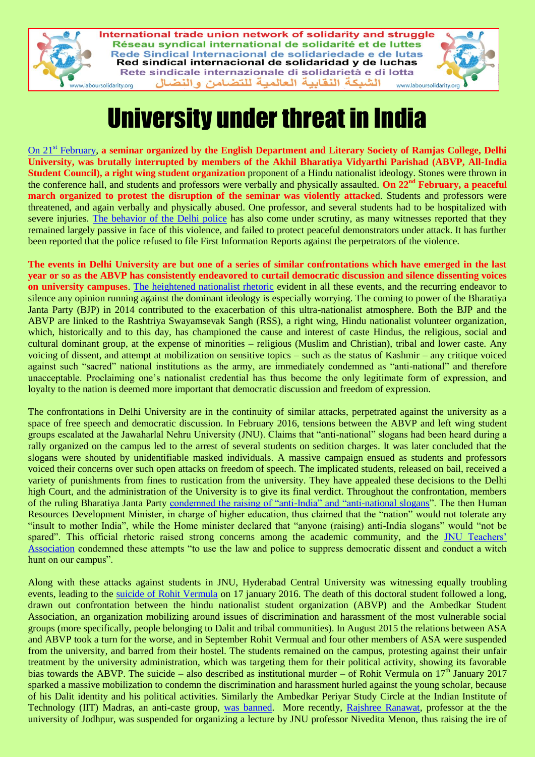International trade union network of solidarity and struggle
Réseau syndical international de solidarité et de luttes
Rede Sindical Internacional de solidariedade e de lutas
Red sindical internacional de solidaridad y de luchas
Rete sindicale internazionale di solidarietà e di lotta
الشبكة النقابية العالمية للتضامن والنضال

www.laboursolidarity.org

# University under threat in India

On 21st February, **a seminar organized by the English Department and Literary Society of Ramjas College, Delhi University, was brutally interrupted by members of the Akhil Bharatiya Vidyarthi Parishad (ABVP, All-India Student Council), a right wing student organization** proponent of a Hindu nationalist ideology. Stones were thrown in the conference hall, and students and professors were verbally and physically assaulted. **On 22nd February, a peaceful march organized to protest the disruption of the seminar was violently attacke**d. Students and professors were threatened, and again verbally and physically abused. One professor, and several students had to be hospitalized with severe injuries. The behavior of the Delhi police has also come under scrutiny, as many witnesses reported that they remained largely passive in face of this violence, and failed to protect peaceful demonstrators under attack. It has further been reported that the police refused to file First Information Reports against the perpetrators of the violence.

**The events in Delhi University are but one of a series of similar confrontations which have emerged in the last year or so as the ABVP has consistently endeavored to curtail democratic discussion and silence dissenting voices on university campuses**. The heightened nationalist rhetoric evident in all these events, and the recurring endeavor to silence any opinion running against the dominant ideology is especially worrying. The coming to power of the Bharatiya Janta Party (BJP) in 2014 contributed to the exacerbation of this ultra-nationalist atmosphere. Both the BJP and the ABVP are linked to the Rashtriya Swayamsevak Sangh (RSS), a right wing, Hindu nationalist volunteer organization, which, historically and to this day, has championed the cause and interest of caste Hindus, the religious, social and cultural dominant group, at the expense of minorities – religious (Muslim and Christian), tribal and lower caste. Any voicing of dissent, and attempt at mobilization on sensitive topics – such as the status of Kashmir – any critique voiced against such "sacred" national institutions as the army, are immediately condemned as "anti-national" and therefore unacceptable. Proclaiming one's nationalist credential has thus become the only legitimate form of expression, and loyalty to the nation is deemed more important that democratic discussion and freedom of expression.

The confrontations in Delhi University are in the continuity of similar attacks, perpetrated against the university as a space of free speech and democratic discussion. In February 2016, tensions between the ABVP and left wing student groups escalated at the Jawaharlal Nehru University (JNU). Claims that "anti-national" slogans had been heard during a rally organized on the campus led to the arrest of several students on sedition charges. It was later concluded that the slogans were shouted by unidentifiable masked individuals. A massive campaign ensued as students and professors voiced their concerns over such open attacks on freedom of speech. The implicated students, released on bail, received a variety of punishments from fines to rustication from the university. They have appealed these decisions to the Delhi high Court, and the administration of the University is to give its final verdict. Throughout the confrontation, members of the ruling Bharatiya Janta Party condemned the raising of "anti-India" and "anti-national slogans". The then Human Resources Development Minister, in charge of higher education, thus claimed that the "nation" would not tolerate any "insult to mother India", while the Home minister declared that "anyone (raising) anti-India slogans" would "not be spared". This official rhetoric raised strong concerns among the academic community, and the JNU Teachers' Association condemned these attempts "to use the law and police to suppress democratic dissent and conduct a witch hunt on our campus".

Along with these attacks against students in JNU, Hyderabad Central University was witnessing equally troubling events, leading to the suicide of Rohit Vermula on 17 january 2016. The death of this doctoral student followed a long, drawn out confrontation between the hindu nationalist student organization (ABVP) and the Ambedkar Student Association, an organization mobilizing around issues of discrimination and harassment of the most vulnerable social groups (more specifically, people belonging to Dalit and tribal communities). In August 2015 the relations between ASA and ABVP took a turn for the worse, and in September Rohit Vermual and four other members of ASA were suspended from the university, and barred from their hostel. The students remained on the campus, protesting against their unfair treatment by the university administration, which was targeting them for their political activity, showing its favorable bias towards the ABVP. The suicide – also described as institutional murder – of Rohit Vermula on 17th January 2017 sparked a massive mobilization to condemn the discrimination and harassment hurled against the young scholar, because of his Dalit identity and his political activities. Similarly the Ambedkar Periyar Study Circle at the Indian Institute of Technology (IIT) Madras, an anti-caste group, was banned. More recently, Rajshree Ranawat, professor at the the university of Jodhpur, was suspended for organizing a lecture by JNU professor Nivedita Menon, thus raising the ire of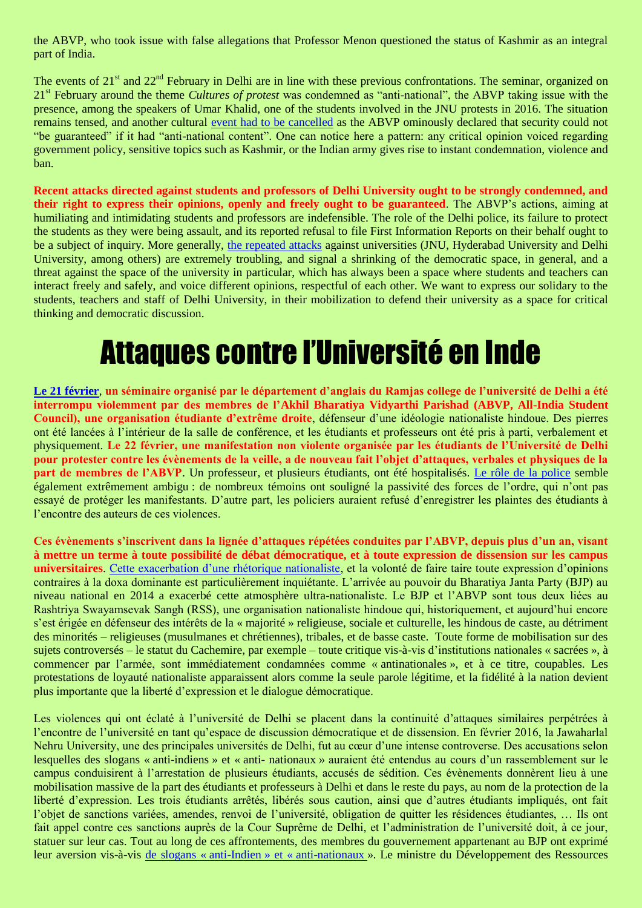the ABVP, who took issue with false allegations that Professor Menon questioned the status of Kashmir as an integral part of India.

The events of 21st and 22nd February in Delhi are in line with these previous confrontations. The seminar, organized on 21st February around the theme *Cultures of protest* was condemned as "anti-national", the ABVP taking issue with the presence, among the speakers of Umar Khalid, one of the students involved in the JNU protests in 2016. The situation remains tensed, and another cultural event had to be cancelled as the ABVP ominously declared that security could not "be guaranteed" if it had "anti-national content". One can notice here a pattern: any critical opinion voiced regarding government policy, sensitive topics such as Kashmir, or the Indian army gives rise to instant condemnation, violence and ban.

**Recent attacks directed against students and professors of Delhi University ought to be strongly condemned, and their right to express their opinions, openly and freely ought to be guaranteed**. The ABVP's actions, aiming at humiliating and intimidating students and professors are indefensible. The role of the Delhi police, its failure to protect the students as they were being assault, and its reported refusal to file First Information Reports on their behalf ought to be a subject of inquiry. More generally, the repeated attacks against universities (JNU, Hyderabad University and Delhi University, among others) are extremely troubling, and signal a shrinking of the democratic space, in general, and a threat against the space of the university in particular, which has always been a space where students and teachers can interact freely and safely, and voice different opinions, respectful of each other. We want to express our solidary to the students, teachers and staff of Delhi University, in their mobilization to defend their university as a space for critical thinking and democratic discussion.

# Attaques contre l'Université en Inde

**Le 21 février, un séminaire organisé par le département d'anglais du Ramjas college de l'université de Delhi a été interrompu violemment par des membres de l'Akhil Bharatiya Vidyarthi Parishad (ABVP, All-India Student Council), une organisation étudiante d'extrême droite**, défenseur d'une idéologie nationaliste hindoue. Des pierres ont été lancées à l'intérieur de la salle de conférence, et les étudiants et professeurs ont été pris à parti, verbalement et physiquement. **Le 22 février, une manifestation non violente organisée par les étudiants de l'Université de Delhi pour protester contre les évènements de la veille, a de nouveau fait l'objet d'attaques, verbales et physiques de la part de membres de l'ABVP**. Un professeur, et plusieurs étudiants, ont été hospitalisés. Le rôle de la police semble également extrêmement ambigu : de nombreux témoins ont souligné la passivité des forces de l'ordre, qui n'ont pas essayé de protéger les manifestants. D'autre part, les policiers auraient refusé d'enregistrer les plaintes des étudiants à l'encontre des auteurs de ces violences.

**Ces évènements s'inscrivent dans la lignée d'attaques répétées conduites par l'ABVP, depuis plus d'un an, visant à mettre un terme à toute possibilité de débat démocratique, et à toute expression de dissension sur les campus universitaires**. Cette exacerbation d'une rhétorique nationaliste, et la volonté de faire taire toute expression d'opinions contraires à la doxa dominante est particulièrement inquiétante. L'arrivée au pouvoir du Bharatiya Janta Party (BJP) au niveau national en 2014 a exacerbé cette atmosphère ultra-nationaliste. Le BJP et l'ABVP sont tous deux liées au Rashtriya Swayamsevak Sangh (RSS), une organisation nationaliste hindoue qui, historiquement, et aujourd'hui encore s'est érigée en défenseur des intérêts de la « majorité » religieuse, sociale et culturelle, les hindous de caste, au détriment des minorités – religieuses (musulmanes et chrétiennes), tribales, et de basse caste. Toute forme de mobilisation sur des sujets controversés – le statut du Cachemire, par exemple – toute critique vis-à-vis d'institutions nationales « sacrées », à commencer par l'armée, sont immédiatement condamnées comme « antinationales », et à ce titre, coupables. Les protestations de loyauté nationaliste apparaissent alors comme la seule parole légitime, et la fidélité à la nation devient plus importante que la liberté d'expression et le dialogue démocratique.

Les violences qui ont éclaté à l'université de Delhi se placent dans la continuité d'attaques similaires perpétrées à l'encontre de l'université en tant qu'espace de discussion démocratique et de dissension. En février 2016, la Jawaharlal Nehru University, une des principales universités de Delhi, fut au cœur d'une intense controverse. Des accusations selon lesquelles des slogans « anti-indiens » et « anti- nationaux » auraient été entendus au cours d'un rassemblement sur le campus conduisirent à l'arrestation de plusieurs étudiants, accusés de sédition. Ces évènements donnèrent lieu à une mobilisation massive de la part des étudiants et professeurs à Delhi et dans le reste du pays, au nom de la protection de la liberté d'expression. Les trois étudiants arrêtés, libérés sous caution, ainsi que d'autres étudiants impliqués, ont fait l'objet de sanctions variées, amendes, renvoi de l'université, obligation de quitter les résidences étudiantes, … Ils ont fait appel contre ces sanctions auprès de la Cour Suprême de Delhi, et l'administration de l'université doit, à ce jour, statuer sur leur cas. Tout au long de ces affrontements, des membres du gouvernement appartenant au BJP ont exprimé leur aversion vis-à-vis de slogans « anti-Indien » et « anti-nationaux ». Le ministre du Développement des Ressources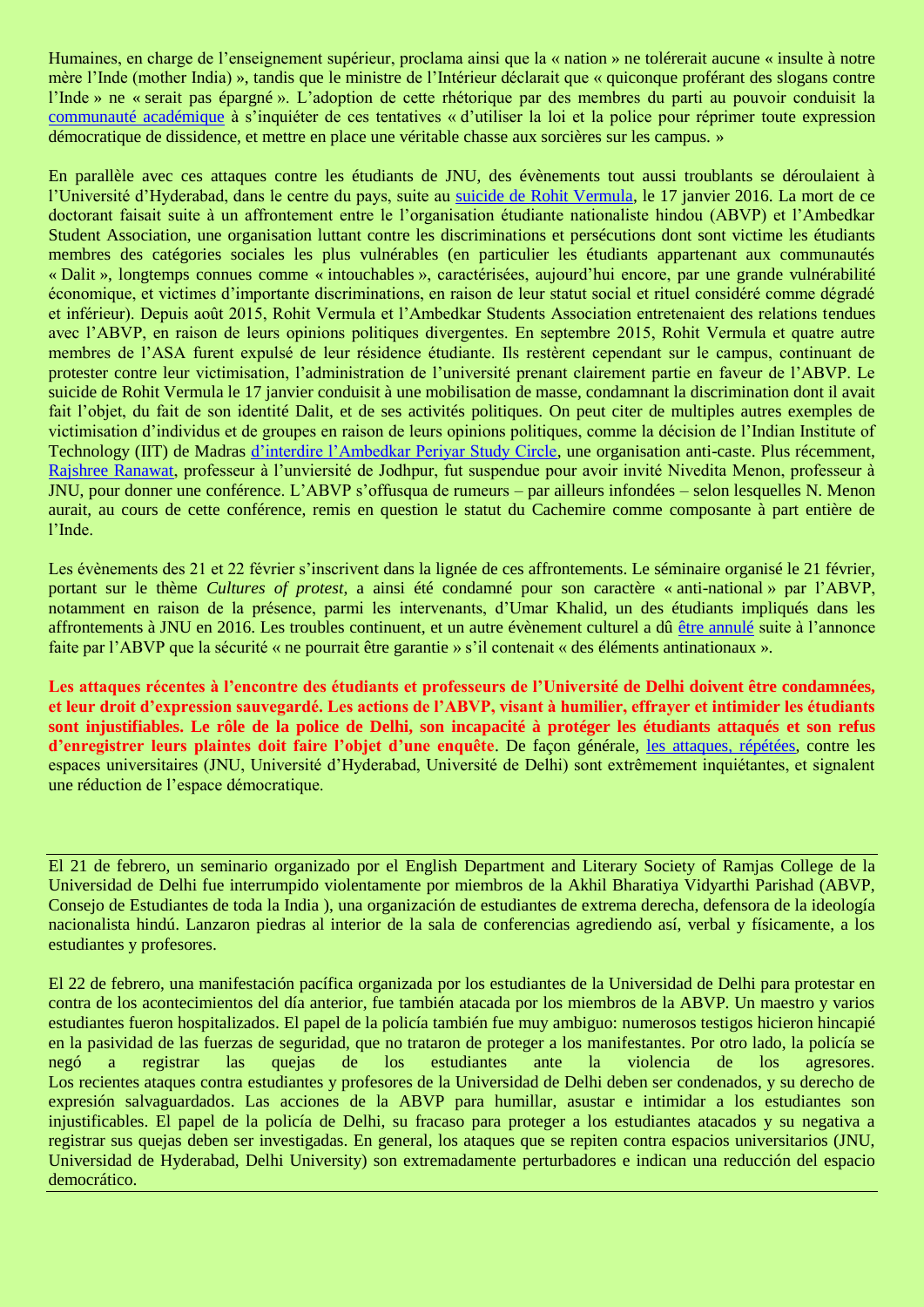Humaines, en charge de l'enseignement supérieur, proclama ainsi que la « nation » ne tolérerait aucune « insulte à notre mère l'Inde (mother India) », tandis que le ministre de l'Intérieur déclarait que « quiconque proférant des slogans contre l'Inde » ne « serait pas épargné ». L'adoption de cette rhétorique par des membres du parti au pouvoir conduisit la communauté académique à s'inquiéter de ces tentatives « d'utiliser la loi et la police pour réprimer toute expression démocratique de dissidence, et mettre en place une véritable chasse aux sorcières sur les campus. »

En parallèle avec ces attaques contre les étudiants de JNU, des évènements tout aussi troublants se déroulaient à l'Université d'Hyderabad, dans le centre du pays, suite au suicide de Rohit Vermula, le 17 janvier 2016. La mort de ce doctorant faisait suite à un affrontement entre le l'organisation étudiante nationaliste hindou (ABVP) et l'Ambedkar Student Association, une organisation luttant contre les discriminations et persécutions dont sont victime les étudiants membres des catégories sociales les plus vulnérables (en particulier les étudiants appartenant aux communautés « Dalit », longtemps connues comme « intouchables », caractérisées, aujourd'hui encore, par une grande vulnérabilité économique, et victimes d'importante discriminations, en raison de leur statut social et rituel considéré comme dégradé et inférieur). Depuis août 2015, Rohit Vermula et l'Ambedkar Students Association entretenaient des relations tendues avec l'ABVP, en raison de leurs opinions politiques divergentes. En septembre 2015, Rohit Vermula et quatre autre membres de l'ASA furent expulsé de leur résidence étudiante. Ils restèrent cependant sur le campus, continuant de protester contre leur victimisation, l'administration de l'université prenant clairement partie en faveur de l'ABVP. Le suicide de Rohit Vermula le 17 janvier conduisit à une mobilisation de masse, condamnant la discrimination dont il avait fait l'objet, du fait de son identité Dalit, et de ses activités politiques. On peut citer de multiples autres exemples de victimisation d'individus et de groupes en raison de leurs opinions politiques, comme la décision de l'Indian Institute of Technology (IIT) de Madras d'interdire l'Ambedkar Periyar Study Circle, une organisation anti-caste. Plus récemment, Rajshree Ranawat, professeur à l'unviersité de Jodhpur, fut suspendue pour avoir invité Nivedita Menon, professeur à JNU, pour donner une conférence. L'ABVP s'offusqua de rumeurs – par ailleurs infondées – selon lesquelles N. Menon aurait, au cours de cette conférence, remis en question le statut du Cachemire comme composante à part entière de l'Inde.

Les évènements des 21 et 22 février s'inscrivent dans la lignée de ces affrontements. Le séminaire organisé le 21 février, portant sur le thème *Cultures of protest*, a ainsi été condamné pour son caractère « anti-national » par l'ABVP, notamment en raison de la présence, parmi les intervenants, d'Umar Khalid, un des étudiants impliqués dans les affrontements à JNU en 2016. Les troubles continuent, et un autre évènement culturel a dû être annulé suite à l'annonce faite par l'ABVP que la sécurité « ne pourrait être garantie » s'il contenait « des éléments antinationaux ».

**Les attaques récentes à l'encontre des étudiants et professeurs de l'Université de Delhi doivent être condamnées, et leur droit d'expression sauvegardé. Les actions de l'ABVP, visant à humilier, effrayer et intimider les étudiants sont injustifiables. Le rôle de la police de Delhi, son incapacité à protéger les étudiants attaqués et son refus d'enregistrer leurs plaintes doit faire l'objet d'une enquête**. De façon générale, les attaques, répétées, contre les espaces universitaires (JNU, Université d'Hyderabad, Université de Delhi) sont extrêmement inquiétantes, et signalent une réduction de l'espace démocratique.

---

El 21 de febrero, un seminario organizado por el English Department and Literary Society of Ramjas College de la Universidad de Delhi fue interrumpido violentamente por miembros de la Akhil Bharatiya Vidyarthi Parishad (ABVP, Consejo de Estudiantes de toda la India ), una organización de estudiantes de extrema derecha, defensora de la ideología nacionalista hindú. Lanzaron piedras al interior de la sala de conferencias agrediendo así, verbal y físicamente, a los estudiantes y profesores.

El 22 de febrero, una manifestación pacífica organizada por los estudiantes de la Universidad de Delhi para protestar en contra de los acontecimientos del día anterior, fue también atacada por los miembros de la ABVP. Un maestro y varios estudiantes fueron hospitalizados. El papel de la policía también fue muy ambiguo: numerosos testigos hicieron hincapié en la pasividad de las fuerzas de seguridad, que no trataron de proteger a los manifestantes. Por otro lado, la policía se negó a registrar las quejas de los estudiantes ante la violencia de los agresores.
Los recientes ataques contra estudiantes y profesores de la Universidad de Delhi deben ser condenados, y su derecho de expresión salvaguardados. Las acciones de la ABVP para humillar, asustar e intimidar a los estudiantes son injustificables. El papel de la policía de Delhi, su fracaso para proteger a los estudiantes atacados y su negativa a registrar sus quejas deben ser investigadas. En general, los ataques que se repiten contra espacios universitarios (JNU, Universidad de Hyderabad, Delhi University) son extremadamente perturbadores e indican una reducción del espacio democrático.

---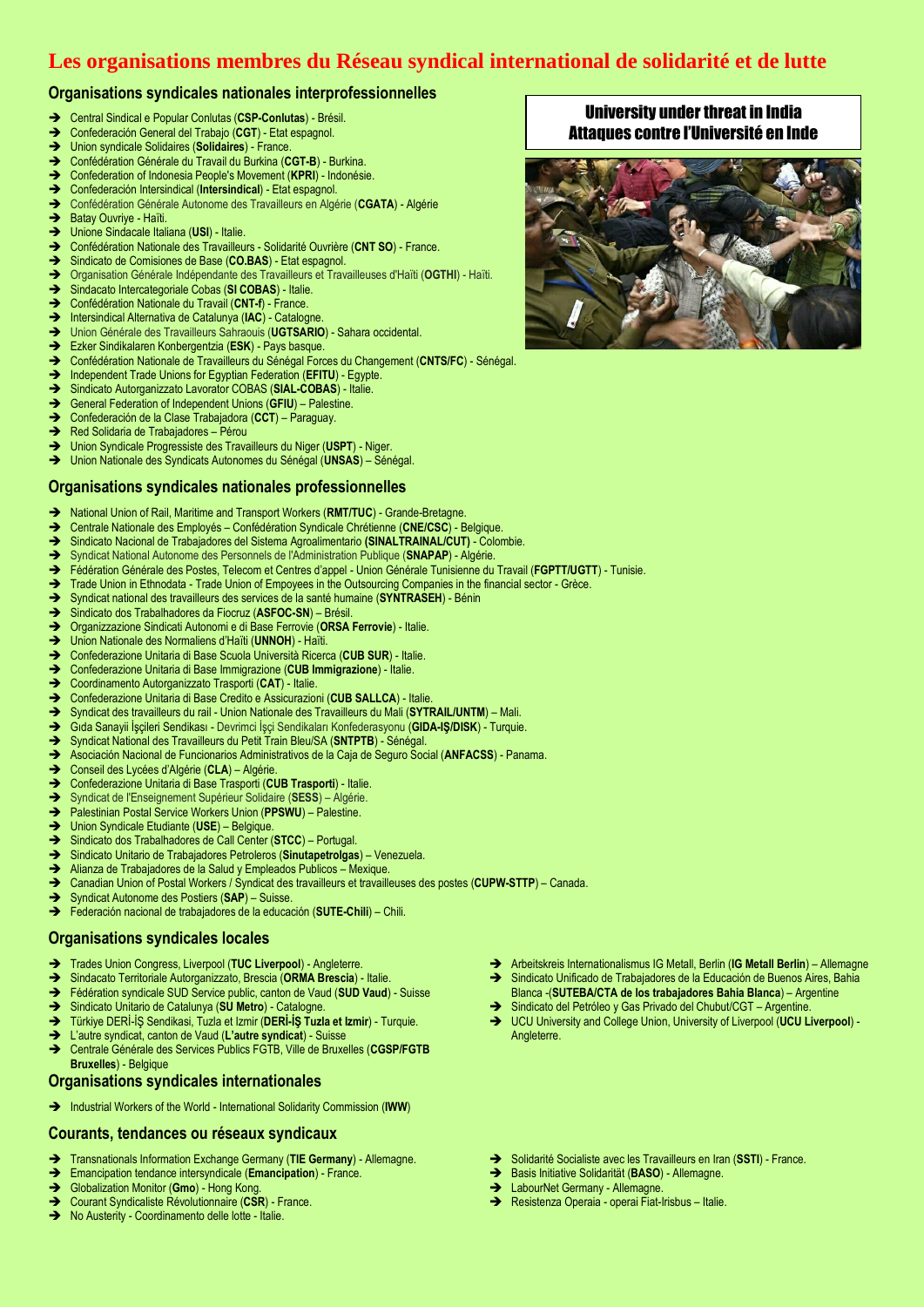# Les organisations membres du Réseau syndical international de solidarité et de lutte

## Organisations syndicales nationales interprofessionnelles

- Central Sindical e Popular Conlutas (**CSP-Conlutas**) - Brésil.
- Confederación General del Trabajo (**CGT**) - Etat espagnol.
- Union syndicale Solidaires (**Solidaires**) - France.
- Confédération Générale du Travail du Burkina (**CGT-B**) - Burkina.
- Confederation of Indonesia People's Movement (**KPRI**) - Indonésie.
- Confederación Intersindical (**Intersindical**) - Etat espagnol.
- Confédération Générale Autonome des Travailleurs en Algérie (**CGATA**) - Algérie
- Batay Ouvriye - Haïti.
- Unione Sindacale Italiana (**USI**) - Italie.
- Confédération Nationale des Travailleurs - Solidarité Ouvrière (**CNT SO**) - France.
- Sindicato de Comisiones de Base (**CO.BAS**) - Etat espagnol.
- Organisation Générale Indépendante des Travailleurs et Travailleuses d'Haïti (**OGTHI**) - Haïti.
- Sindacato Intercategoriale Cobas (**SI COBAS**) - Italie.
- Confédération Nationale du Travail (**CNT-f**) - France.
- Intersindical Alternativa de Catalunya (**IAC**) - Catalogne.
- Union Générale des Travailleurs Sahraouis (**UGTSARIO**) - Sahara occidental.
- Ezker Sindikalaren Konbergentzia (**ESK**) - Pays basque.
- Confédération Nationale de Travailleurs du Sénégal Forces du Changement (**CNTS/FC**) - Sénégal.
- Independent Trade Unions for Egyptian Federation (**EFITU**) - Egypte.
- Sindicato Autorganizzato Lavorator COBAS (**SIAL-COBAS**) - Italie.
- General Federation of Independent Unions (**GFIU**) – Palestine.
- Confederación de la Clase Trabajadora (**CCT**) – Paraguay.
- Red Solidaria de Trabajadores – Pérou
- Union Syndicale Progressiste des Travailleurs du Niger (**USPT**) - Niger.
- Union Nationale des Syndicats Autonomes du Sénégal (**UNSAS**) – Sénégal.

**University under threat in India**
**Attaques contre l'Université en Inde**

## Organisations syndicales nationales professionnelles

- National Union of Rail, Maritime and Transport Workers (**RMT/TUC**) - Grande-Bretagne.
- Centrale Nationale des Employés – Confédération Syndicale Chrétienne (**CNE/CSC**) - Belgique.
- Sindicato Nacional de Trabajadores del Sistema Agroalimentario **(SINALTRAINAL/CUT)** - Colombie.
- Syndicat National Autonome des Personnels de l'Administration Publique (**SNAPAP**) - Algérie.
- Fédération Générale des Postes, Telecom et Centres d'appel - Union Générale Tunisienne du Travail (**FGPTT/UGTT**) - Tunisie.
- Trade Union in Ethnodata - Trade Union of Empoyees in the Outsourcing Companies in the financial sector - Grèce.
- Syndicat national des travailleurs des services de la santé humaine (**SYNTRASEH**) - Bénin
- Sindicato dos Trabalhadores da Fiocruz (**ASFOC-SN**) – Brésil.
- Organizzazione Sindicati Autonomi e di Base Ferrovie (**ORSA Ferrovie**) - Italie.
- Union Nationale des Normaliens d'Haïti (**UNNOH**) - Haïti.
- Confederazione Unitaria di Base Scuola Università Ricerca (**CUB SUR**) - Italie.
- Confederazione Unitaria di Base Immigrazione (**CUB Immigrazione**) - Italie.
- Coordinamento Autorganizzato Trasporti (**CAT**) - Italie.
- Confederazione Unitaria di Base Credito e Assicurazioni (**CUB SALLCA**) - Italie.
- Syndicat des travailleurs du rail - Union Nationale des Travailleurs du Mali (**SYTRAIL/UNTM**) – Mali.
- Gıda Sanayii İşçileri Sendikası - Devrimci İşçi Sendikaları Konfederasyonu (**GIDA-İŞ/DISK**) - Turquie.
- Syndicat National des Travailleurs du Petit Train Bleu/SA (**SNTPTB**) - Sénégal.
- Asociación Nacional de Funcionarios Administrativos de la Caja de Seguro Social (**ANFACSS**) - Panama.
- Conseil des Lycées d'Algérie (**CLA**) – Algérie.
- Confederazione Unitaria di Base Trasporti (**CUB Trasporti**) - Italie.
- Syndicat de l'Enseignement Supérieur Solidaire (**SESS**) – Algérie.
- Palestinian Postal Service Workers Union (**PPSWU**) – Palestine.
- Union Syndicale Etudiante (**USE**) – Belgique.
- Sindicato dos Trabalhadores de Call Center (**STCC**) – Portugal.
- Sindicato Unitario de Trabajadores Petroleros (**Sinutapetrolgas**) – Venezuela.
- Alianza de Trabajadores de la Salud y Empleados Publicos – Mexique.
- Canadian Union of Postal Workers / Syndicat des travailleurs et travailleuses des postes (**CUPW-STTP**) – Canada.
- Syndicat Autonome des Postiers (**SAP**) – Suisse.
- Federación nacional de trabajadores de la educación (**SUTE-Chili**) – Chili.

## Organisations syndicales locales

- Trades Union Congress, Liverpool (**TUC Liverpool**) - Angleterre.
- Sindacato Territoriale Autorganizzato, Brescia (**ORMA Brescia**) - Italie.
- Fédération syndicale SUD Service public, canton de Vaud (**SUD Vaud**) - Suisse
- Sindicato Unitario de Catalunya (**SU Metro**) - Catalogne.
- Türkiye DERİ-İŞ Sendikasi, Tuzla et Izmir (**DERİ-İŞ Tuzla et Izmir**) - Turquie.
- L'autre syndicat, canton de Vaud (**L'autre syndicat**) - Suisse
- Centrale Générale des Services Publics FGTB, Ville de Bruxelles (**CGSP/FGTB Bruxelles**) - Belgique
- Arbeitskreis Internationalismus IG Metall, Berlin (**IG Metall Berlin**) – Allemagne
- Sindicato Unificado de Trabajadores de la Educación de Buenos Aires, Bahia Blanca -(**SUTEBA/CTA de los trabajadores Bahia Blanca**) – Argentine
- Sindicato del Petróleo y Gas Privado del Chubut/CGT – Argentine.
- UCU University and College Union, University of Liverpool (**UCU Liverpool**) - Angleterre.

## Organisations syndicales internationales

- Industrial Workers of the World - International Solidarity Commission (**IWW**)

## Courants, tendances ou réseaux syndicaux

- Transnationals Information Exchange Germany (**TIE Germany**) - Allemagne.
- Emancipation tendance intersyndicale (**Emancipation**) - France.
- Globalization Monitor (**Gmo**) - Hong Kong.
- Courant Syndicaliste Révolutionnaire (**CSR**) - France.
- No Austerity - Coordinamento delle lotte - Italie.
- Solidarité Socialiste avec les Travailleurs en Iran (**SSTI**) - France.
- Basis Initiative Solidarität (**BASO**) - Allemagne.
- LabourNet Germany - Allemagne.
- Resistenza Operaia - operai Fiat-Irisbus – Italie.